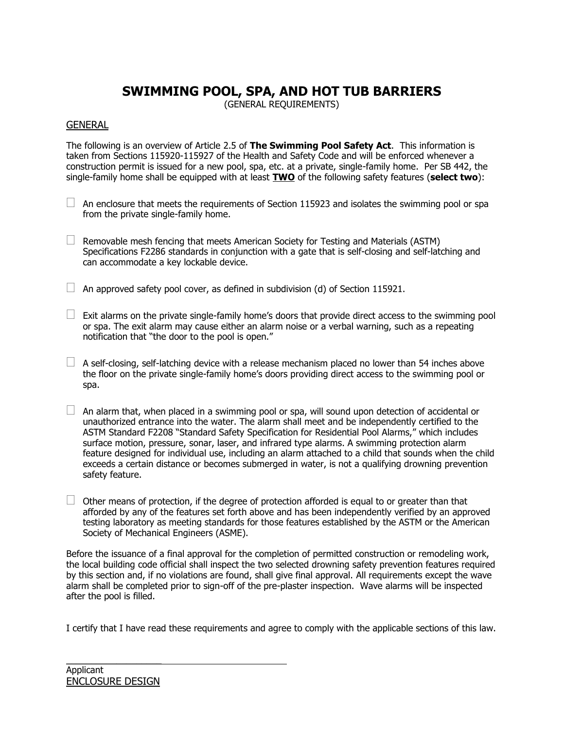# SWIMMING POOL, SPA, AND HOT TUB BARRIERS

(GENERAL REQUIREMENTS)

## GENERAL

The following is an overview of Article 2.5 of **The Swimming Pool Safety Act**. This information is taken from Sections 115920-115927 of the Health and Safety Code and will be enforced whenever a construction permit is issued for a new pool, spa, etc. at a private, single-family home. Per SB 442, the single-family home shall be equipped with at least **<u>TWO</u>** of the following safety features (**select two**):

- ☐ An enclosure that meets the requirements of Section 115923 and isolates the swimming pool or spa from the private single-family home.

- ☐ Removable mesh fencing that meets American Society for Testing and Materials (ASTM) Specifications F2286 standards in conjunction with a gate that is self-closing and self-latching and can accommodate a key lockable device.

- ☐ An approved safety pool cover, as defined in subdivision (d) of Section 115921.

- ☐ Exit alarms on the private single-family home's doors that provide direct access to the swimming pool or spa. The exit alarm may cause either an alarm noise or a verbal warning, such as a repeating notification that "the door to the pool is open."

- ☐ A self-closing, self-latching device with a release mechanism placed no lower than 54 inches above the floor on the private single-family home's doors providing direct access to the swimming pool or spa.

- ☐ An alarm that, when placed in a swimming pool or spa, will sound upon detection of accidental or unauthorized entrance into the water. The alarm shall meet and be independently certified to the ASTM Standard F2208 "Standard Safety Specification for Residential Pool Alarms," which includes surface motion, pressure, sonar, laser, and infrared type alarms. A swimming protection alarm feature designed for individual use, including an alarm attached to a child that sounds when the child exceeds a certain distance or becomes submerged in water, is not a qualifying drowning prevention safety feature.

- ☐ Other means of protection, if the degree of protection afforded is equal to or greater than that afforded by any of the features set forth above and has been independently verified by an approved testing laboratory as meeting standards for those features established by the ASTM or the American Society of Mechanical Engineers (ASME).

Before the issuance of a final approval for the completion of permitted construction or remodeling work, the local building code official shall inspect the two selected drowning safety prevention features required by this section and, if no violations are found, shall give final approval. All requirements except the wave alarm shall be completed prior to sign-off of the pre-plaster inspection. Wave alarms will be inspected after the pool is filled.

I certify that I have read these requirements and agree to comply with the applicable sections of this law.

\_\_\_\_\_\_\_\_\_\_\_\_\_\_\_\_\_\_\_\_\_\_\_\_\_\_\_\_\_\_\_\_\_\_\_\_\_\_\_\_

Applicant

## ENCLOSURE DESIGN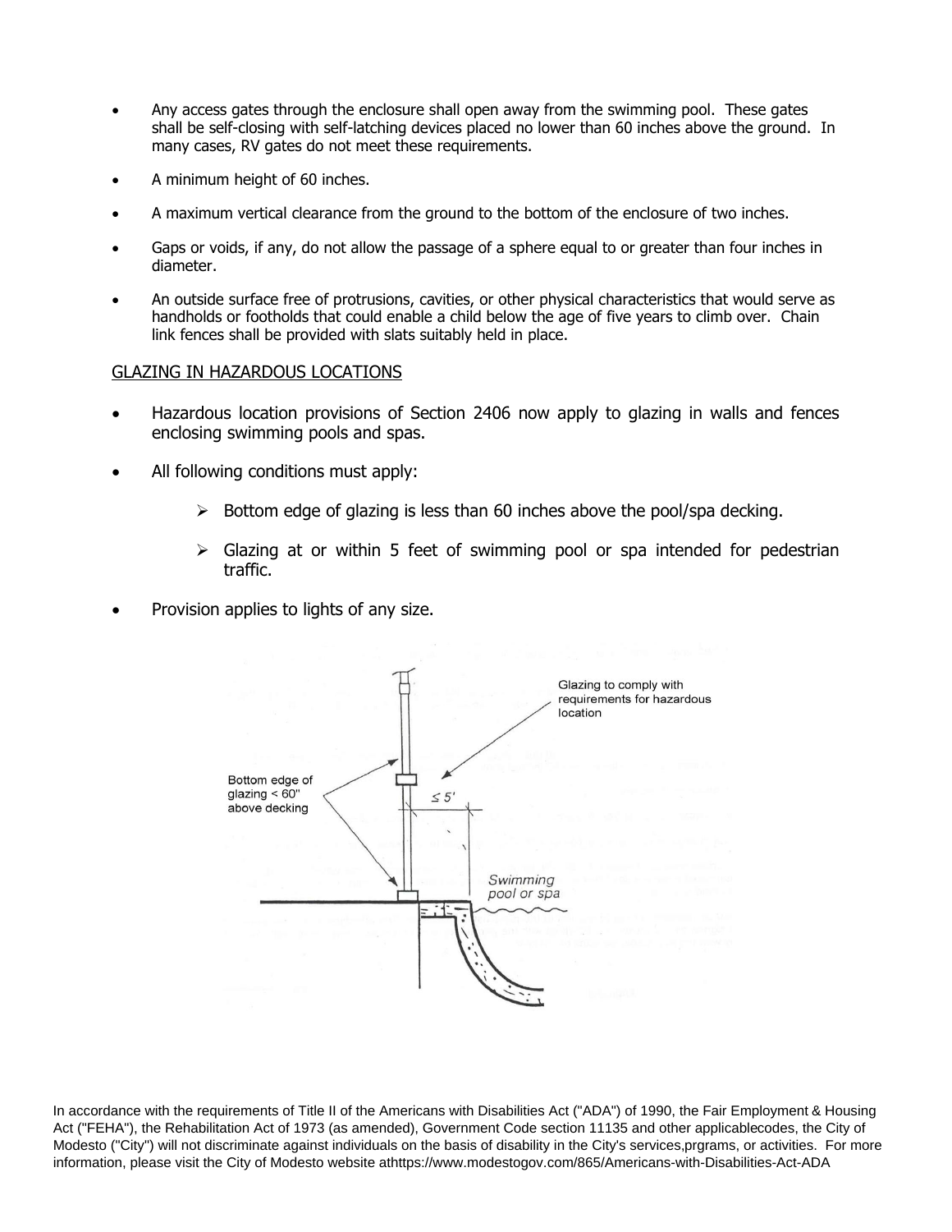- Any access gates through the enclosure shall open away from the swimming pool. These gates shall be self-closing with self-latching devices placed no lower than 60 inches above the ground. In many cases, RV gates do not meet these requirements.
- A minimum height of 60 inches.
- A maximum vertical clearance from the ground to the bottom of the enclosure of two inches.
- Gaps or voids, if any, do not allow the passage of a sphere equal to or greater than four inches in diameter.
- An outside surface free of protrusions, cavities, or other physical characteristics that would serve as handholds or footholds that could enable a child below the age of five years to climb over. Chain link fences shall be provided with slats suitably held in place.

<u>GLAZING IN HAZARDOUS LOCATIONS</u>

- Hazardous location provisions of Section 2406 now apply to glazing in walls and fences enclosing swimming pools and spas.
- All following conditions must apply:
  - Bottom edge of glazing is less than 60 inches above the pool/spa decking.
  - Glazing at or within 5 feet of swimming pool or spa intended for pedestrian traffic.
- Provision applies to lights of any size.

Glazing to comply with requirements for hazardous location

Bottom edge of glazing < 60" above decking

≤ 5'

Swimming pool or spa

In accordance with the requirements of Title II of the Americans with Disabilities Act ("ADA") of 1990, the Fair Employment & Housing Act ("FEHA"), the Rehabilitation Act of 1973 (as amended), Government Code section 11135 and other applicablecodes, the City of Modesto ("City") will not discriminate against individuals on the basis of disability in the City's services,prgrams, or activities. For more information, please visit the City of Modesto website athttps://www.modestogov.com/865/Americans-with-Disabilities-Act-ADA